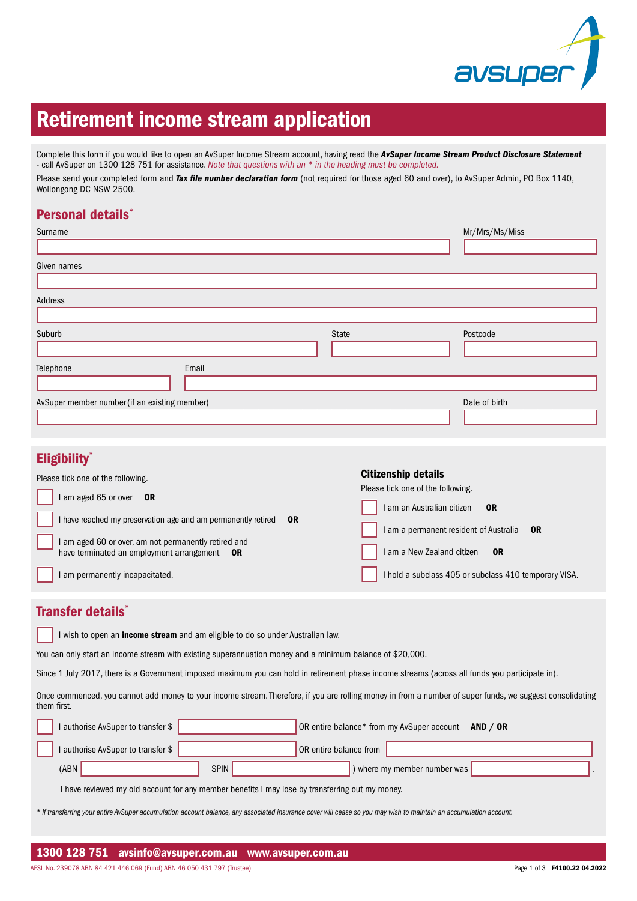# Retirement income stream application

Complete this form if you would like to open an AvSuper Income Stream account, having read the ***AvSuper Income Stream Product Disclosure Statement*** - call AvSuper on 1300 128 751 for assistance. *Note that questions with an * in the heading must be completed.*

Please send your completed form and ***Tax file number declaration form*** (not required for those aged 60 and over), to AvSuper Admin, PO Box 1140, Wollongong DC NSW 2500.

## Personal details*

Surname

Mr/Mrs/Ms/Miss

Given names

Address

Suburb

State

Postcode

Telephone

Email

AvSuper member number (if an existing member)

Date of birth

## Eligibility*

Please tick one of the following.

- ☐ I am aged 65 or over **OR**
- ☐ I have reached my preservation age and am permanently retired **OR**
- ☐ I am aged 60 or over, am not permanently retired and have terminated an employment arrangement **OR**
- ☐ I am permanently incapacitated.

### Citizenship details

Please tick one of the following.

- ☐ I am an Australian citizen **OR**
- ☐ I am a permanent resident of Australia **OR**
- ☐ I am a New Zealand citizen **OR**
- ☐ I hold a subclass 405 or subclass 410 temporary VISA.

## Transfer details*

☐ I wish to open an **income stream** and am eligible to do so under Australian law.

You can only start an income stream with existing superannuation money and a minimum balance of $20,000.

Since 1 July 2017, there is a Government imposed maximum you can hold in retirement phase income streams (across all funds you participate in).

Once commenced, you cannot add money to your income stream. Therefore, if you are rolling money in from a number of super funds, we suggest consolidating them first.

☐ I authorise AvSuper to transfer $ __________ OR entire balance* from my AvSuper account **AND / OR**

☐ I authorise AvSuper to transfer $ __________ OR entire balance from __________

(ABN __________ SPIN __________ ) where my member number was __________ .

I have reviewed my old account for any member benefits I may lose by transferring out my money.

*\* If transferring your entire AvSuper accumulation account balance, any associated insurance cover will cease so you may wish to maintain an accumulation account.*

**1300 128 751 avsinfo@avsuper.com.au www.avsuper.com.au**

AFSL No. 239078 ABN 84 421 446 069 (Fund) ABN 46 050 431 797 (Trustee)

**F4100.22 04.2022**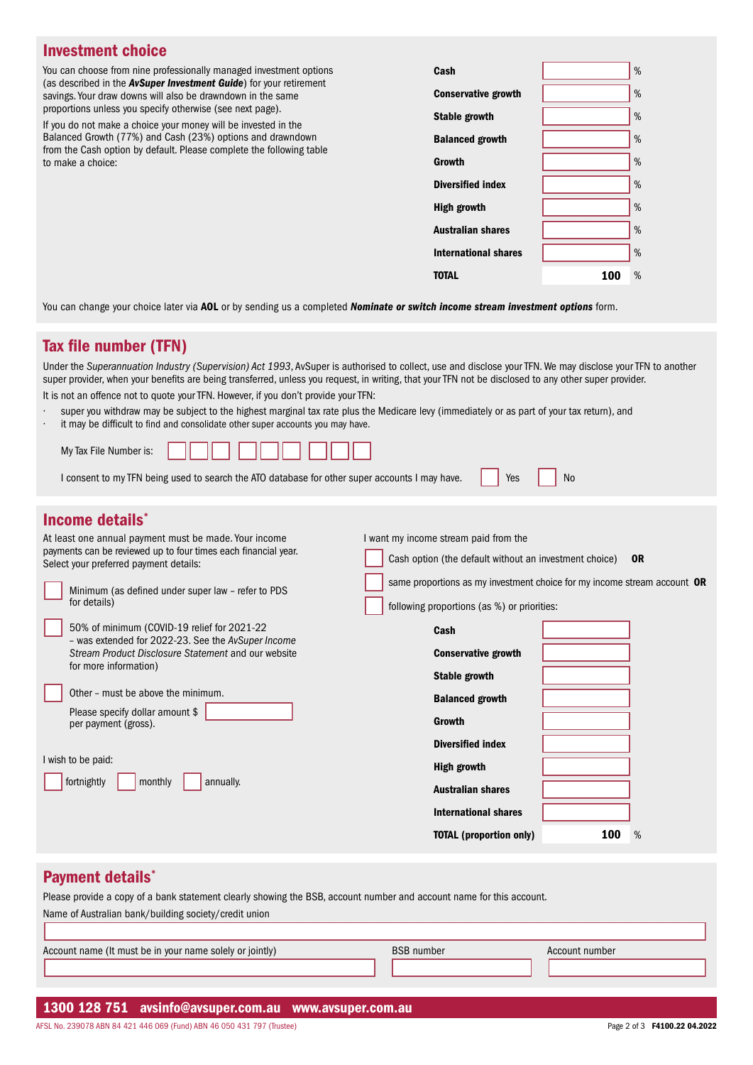## Investment choice

You can choose from nine professionally managed investment options (as described in the ***AvSuper Investment Guide***) for your retirement savings. Your draw downs will also be drawndown in the same proportions unless you specify otherwise (see next page).

If you do not make a choice your money will be invested in the Balanced Growth (77%) and Cash (23%) options and drawndown from the Cash option by default. Please complete the following table to make a choice:

| Option | | |
|---|---|---|
| **Cash** | | % |
| **Conservative growth** | | % |
| **Stable growth** | | % |
| **Balanced growth** | | % |
| **Growth** | | % |
| **Diversified index** | | % |
| **High growth** | | % |
| **Australian shares** | | % |
| **International shares** | | % |
| **TOTAL** | **100** | % |

You can change your choice later via **AOL** or by sending us a completed ***Nominate or switch income stream investment options*** form.

## Tax file number (TFN)

Under the *Superannuation Industry (Supervision) Act 1993*, AvSuper is authorised to collect, use and disclose your TFN. We may disclose your TFN to another super provider, when your benefits are being transferred, unless you request, in writing, that your TFN not be disclosed to any other super provider.

It is not an offence not to quote your TFN. However, if you don't provide your TFN:

- super you withdraw may be subject to the highest marginal tax rate plus the Medicare levy (immediately or as part of your tax return), and
- it may be difficult to find and consolidate other super accounts you may have.

My Tax File Number is: ☐☐☐ ☐☐☐ ☐☐☐

I consent to my TFN being used to search the ATO database for other super accounts I may have. ☐ Yes ☐ No

## Income details*

At least one annual payment must be made. Your income payments can be reviewed up to four times each financial year. Select your preferred payment details:

☐ Minimum (as defined under super law – refer to PDS for details)

☐ 50% of minimum (COVID-19 relief for 2021-22 – was extended for 2022-23. See the *AvSuper Income Stream Product Disclosure Statement* and our website for more information)

☐ Other – must be above the minimum.

Please specify dollar amount $ ______ per payment (gross).

I wish to be paid:

☐ fortnightly ☐ monthly ☐ annually.

I want my income stream paid from the

☐ Cash option (the default without an investment choice) **OR**

☐ same proportions as my investment choice for my income stream account **OR**

☐ following proportions (as %) or priorities:

| Option | | |
|---|---|---|
| **Cash** | | |
| **Conservative growth** | | |
| **Stable growth** | | |
| **Balanced growth** | | |
| **Growth** | | |
| **Diversified index** | | |
| **High growth** | | |
| **Australian shares** | | |
| **International shares** | | |
| **TOTAL (proportion only)** | **100** | % |

## Payment details*

Please provide a copy of a bank statement clearly showing the BSB, account number and account name for this account.

Name of Australian bank/building society/credit union

______

| Account name (It must be in your name solely or jointly) | BSB number | Account number |
|---|---|---|
| | | |

**1300 128 751 avsinfo@avsuper.com.au www.avsuper.com.au**

AFSL No. 239078 ABN 84 421 446 069 (Fund) ABN 46 050 431 797 (Trustee)

F4100.22 04.2022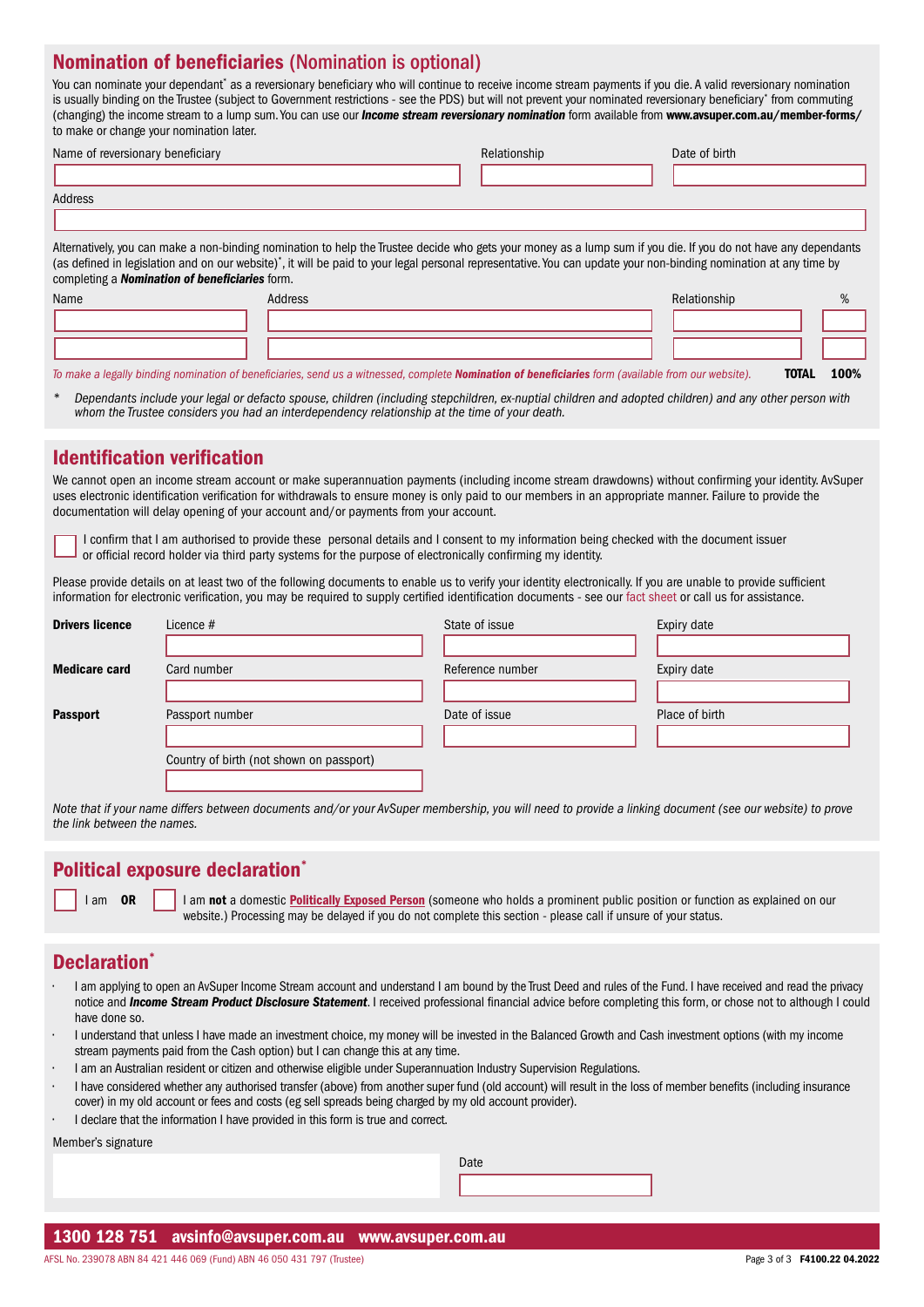## Nomination of beneficiaries (Nomination is optional)

You can nominate your dependant* as a reversionary beneficiary who will continue to receive income stream payments if you die. A valid reversionary nomination is usually binding on the Trustee (subject to Government restrictions - see the PDS) but will not prevent your nominated reversionary beneficiary* from commuting (changing) the income stream to a lump sum. You can use our ***Income stream reversionary nomination*** form available from **www.avsuper.com.au/member-forms/** to make or change your nomination later.

| Name of reversionary beneficiary | Relationship | Date of birth |
|---|---|---|
| | | |

Address

Alternatively, you can make a non-binding nomination to help the Trustee decide who gets your money as a lump sum if you die. If you do not have any dependants (as defined in legislation and on our website)*, it will be paid to your legal personal representative. You can update your non-binding nomination at any time by completing a ***Nomination of beneficiaries*** form.

| Name | Address | Relationship | % |
|---|---|---|---|
| | | | |
| | | | |
| | | **TOTAL** | **100%** |

*To make a legally binding nomination of beneficiaries, send us a witnessed, complete **Nomination of beneficiaries** form (available from our website).*

\* *Dependants include your legal or defacto spouse, children (including stepchildren, ex-nuptial children and adopted children) and any other person with whom the Trustee considers you had an interdependency relationship at the time of your death.*

## Identification verification

We cannot open an income stream account or make superannuation payments (including income stream drawdowns) without confirming your identity. AvSuper uses electronic identification verification for withdrawals to ensure money is only paid to our members in an appropriate manner. Failure to provide the documentation will delay opening of your account and/or payments from your account.

☐ I confirm that I am authorised to provide these personal details and I consent to my information being checked with the document issuer or official record holder via third party systems for the purpose of electronically confirming my identity.

Please provide details on at least two of the following documents to enable us to verify your identity electronically. If you are unable to provide sufficient information for electronic verification, you may be required to supply certified identification documents - see our fact sheet or call us for assistance.

| | | | |
|---|---|---|---|
| **Drivers licence** | Licence # | State of issue | Expiry date |
| **Medicare card** | Card number | Reference number | Expiry date |
| **Passport** | Passport number | Date of issue | Place of birth |
| | Country of birth (not shown on passport) | | |

*Note that if your name differs between documents and/or your AvSuper membership, you will need to provide a linking document (see our website) to prove the link between the names.*

## Political exposure declaration*

☐ I am **OR** ☐ I am **not** a domestic **Politically Exposed Person** (someone who holds a prominent public position or function as explained on our website.) Processing may be delayed if you do not complete this section - please call if unsure of your status.

## Declaration*

- I am applying to open an AvSuper Income Stream account and understand I am bound by the Trust Deed and rules of the Fund. I have received and read the privacy notice and ***Income Stream Product Disclosure Statement***. I received professional financial advice before completing this form, or chose not to although I could have done so.
- I understand that unless I have made an investment choice, my money will be invested in the Balanced Growth and Cash investment options (with my income stream payments paid from the Cash option) but I can change this at any time.
- I am an Australian resident or citizen and otherwise eligible under Superannuation Industry Supervision Regulations.
- I have considered whether any authorised transfer (above) from another super fund (old account) will result in the loss of member benefits (including insurance cover) in my old account or fees and costs (eg sell spreads being charged by my old account provider).
- I declare that the information I have provided in this form is true and correct.

Member's signature

Date

**1300 128 751 avsinfo@avsuper.com.au www.avsuper.com.au**

AFSL No. 239078 ABN 84 421 446 069 (Fund) ABN 46 050 431 797 (Trustee)

**F4100.22 04.2022**